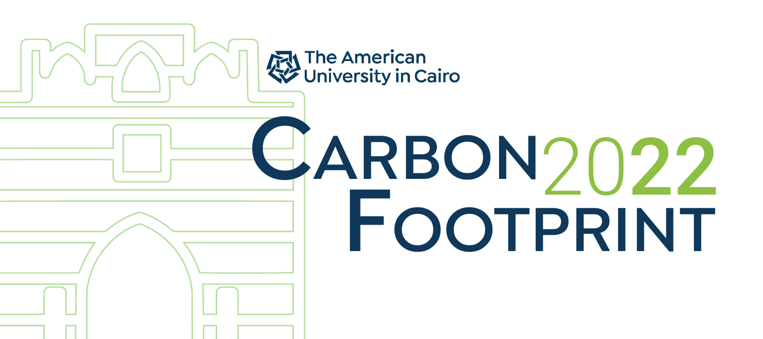The American University in Cairo

# Carbon Footprint 2022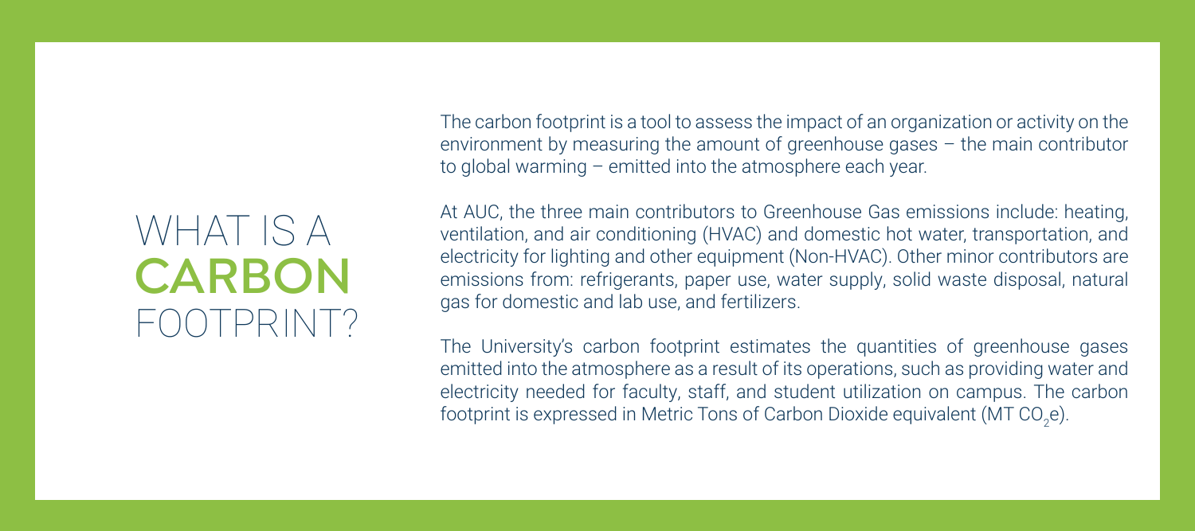# WHAT IS A CARBON FOOTPRINT?

The carbon footprint is a tool to assess the impact of an organization or activity on the environment by measuring the amount of greenhouse gases – the main contributor to global warming – emitted into the atmosphere each year.

At AUC, the three main contributors to Greenhouse Gas emissions include: heating, ventilation, and air conditioning (HVAC) and domestic hot water, transportation, and electricity for lighting and other equipment (Non-HVAC). Other minor contributors are emissions from: refrigerants, paper use, water supply, solid waste disposal, natural gas for domestic and lab use, and fertilizers.

The University's carbon footprint estimates the quantities of greenhouse gases emitted into the atmosphere as a result of its operations, such as providing water and electricity needed for faculty, staff, and student utilization on campus. The carbon footprint is expressed in Metric Tons of Carbon Dioxide equivalent (MT $CO_2e$).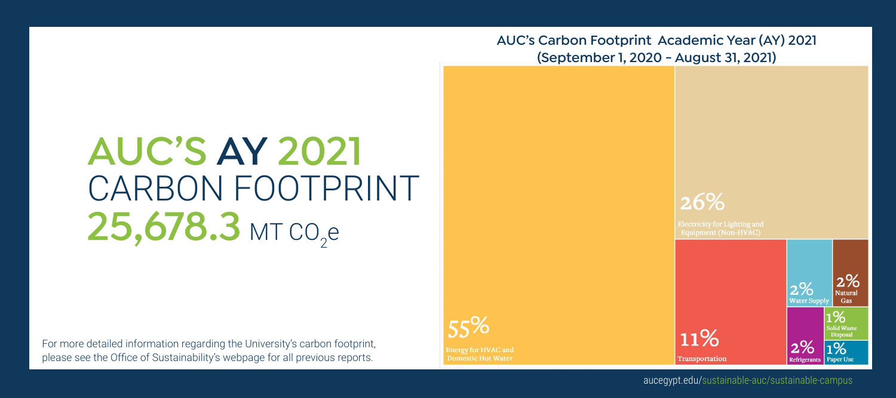# AUC'S AY 2021 CARBON FOOTPRINT

## 25,678.3 MT $CO_2e$

For more detailed information regarding the University's carbon footprint, please see the Office of Sustainability's webpage for all previous reports.

### AUC's Carbon Footprint Academic Year (AY) 2021 (September 1, 2020 – August 31, 2021)

| Category | Share |
| --- | --- |
| Energy for HVAC and Domestic Hot Water | 55% |
| Electricity for Lighting and Equipment (Non-HVAC) | 26% |
| Transportation | 11% |
| Water Supply | 2% |
| Natural Gas | 2% |
| Refrigerants | 2% |
| Solid Waste Disposal | 1% |
| Paper Use | 1% |

aucegypt.edu/sustainable-auc/sustainable-campus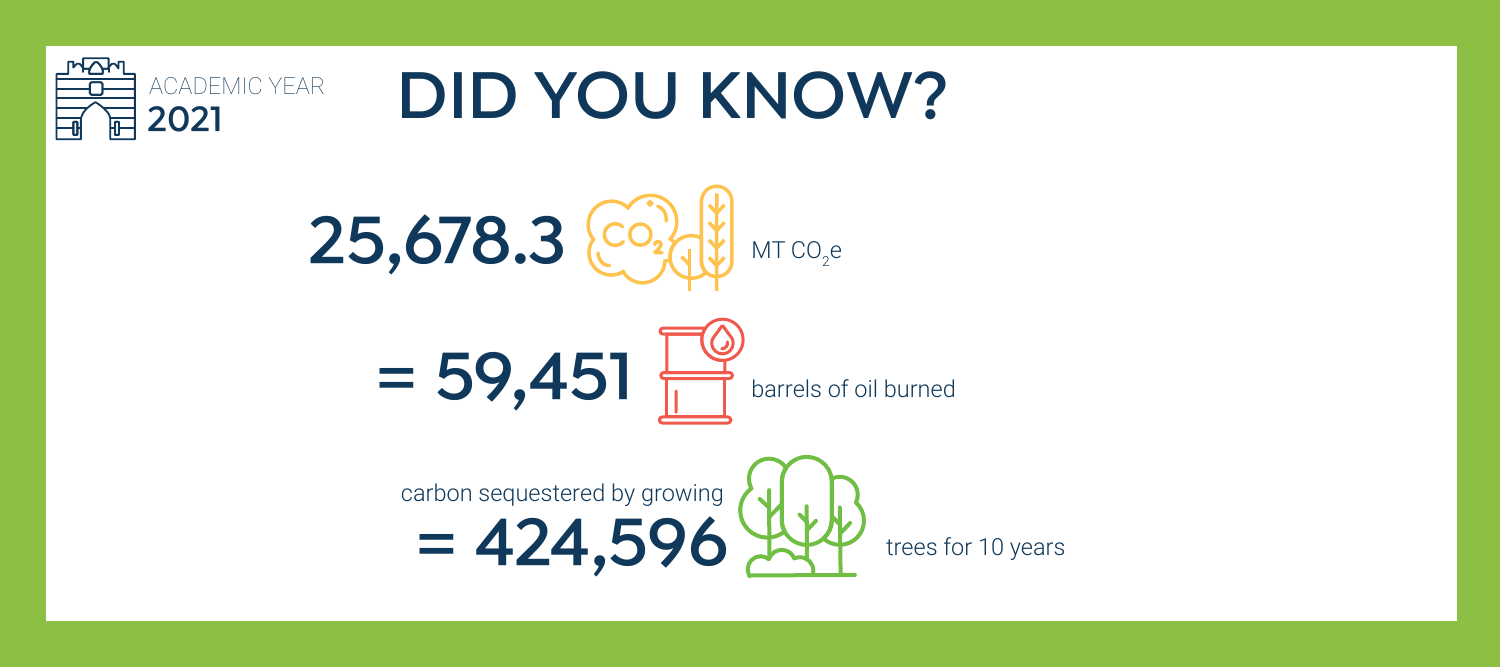ACADEMIC YEAR
**2021**

# DID YOU KNOW?

**25,678.3** MT $CO_2e$

**= 59,451** barrels of oil burned

carbon sequestered by growing
**= 424,596** trees for 10 years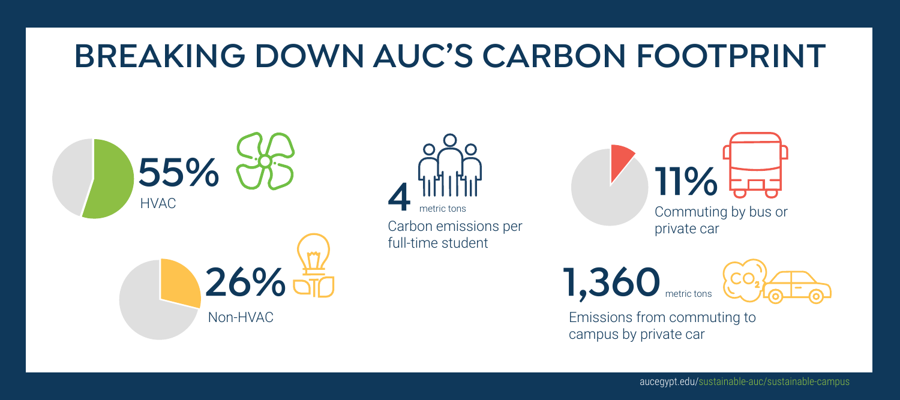# BREAKING DOWN AUC'S CARBON FOOTPRINT

**55%**
HVAC

**26%**
Non-HVAC

**4** metric tons
Carbon emissions per full-time student

**11%**
Commuting by bus or private car

**1,360** metric tons
Emissions from commuting to campus by private car

aucegypt.edu/sustainable-auc/sustainable-campus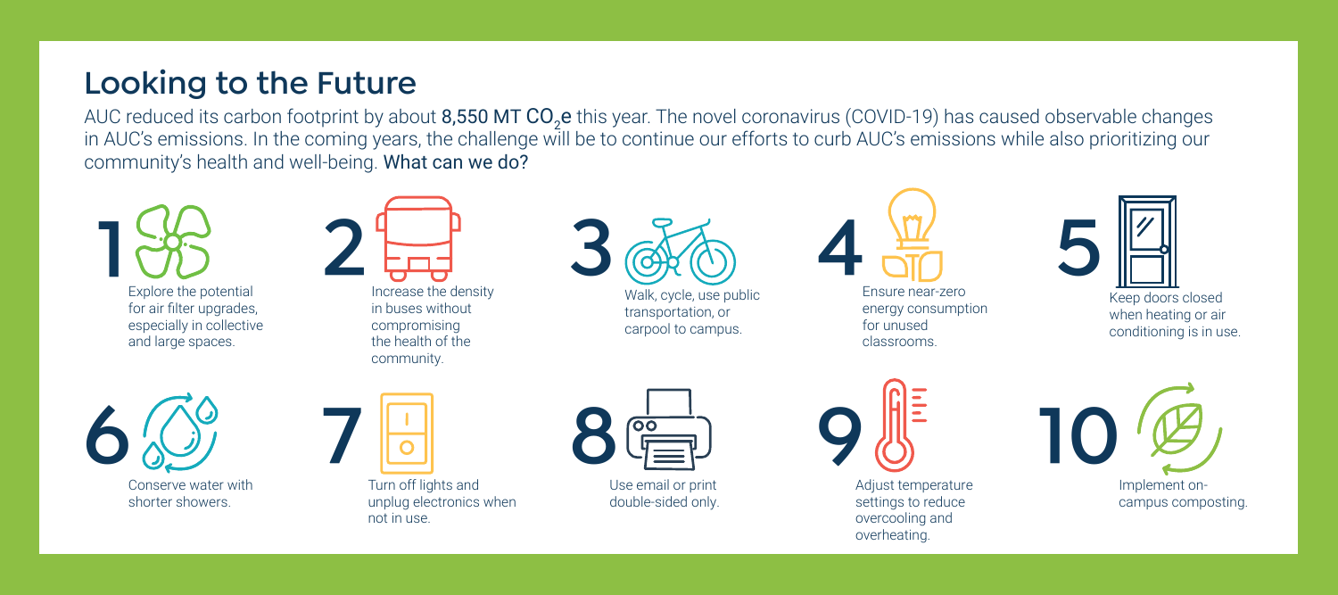## Looking to the Future

AUC reduced its carbon footprint by about **8,550 MT $CO_2e$** this year. The novel coronavirus (COVID-19) has caused observable changes in AUC's emissions. In the coming years, the challenge will be to continue our efforts to curb AUC's emissions while also prioritizing our community's health and well-being. **What can we do?**

1. Explore the potential for air filter upgrades, especially in collective and large spaces.
2. Increase the density in buses without compromising the health of the community.
3. Walk, cycle, use public transportation, or carpool to campus.
4. Ensure near-zero energy consumption for unused classrooms.
5. Keep doors closed when heating or air conditioning is in use.
6. Conserve water with shorter showers.
7. Turn off lights and unplug electronics when not in use.
8. Use email or print double-sided only.
9. Adjust temperature settings to reduce overcooling and overheating.
10. Implement on-campus composting.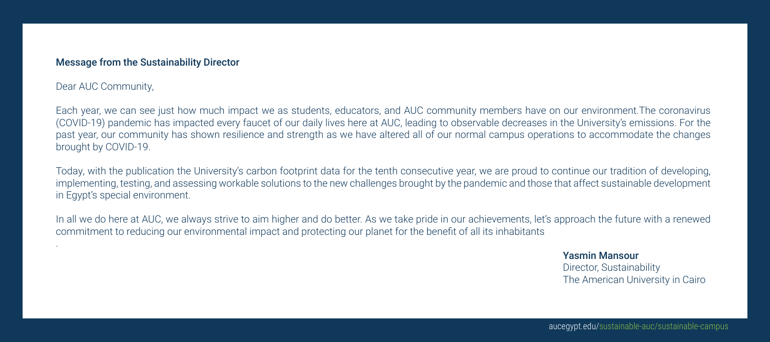## Message from the Sustainability Director

Dear AUC Community,

Each year, we can see just how much impact we as students, educators, and AUC community members have on our environment.The coronavirus (COVID-19) pandemic has impacted every faucet of our daily lives here at AUC, leading to observable decreases in the University's emissions. For the past year, our community has shown resilience and strength as we have altered all of our normal campus operations to accommodate the changes brought by COVID-19.

Today, with the publication the University's carbon footprint data for the tenth consecutive year, we are proud to continue our tradition of developing, implementing, testing, and assessing workable solutions to the new challenges brought by the pandemic and those that affect sustainable development in Egypt's special environment.

In all we do here at AUC, we always strive to aim higher and do better. As we take pride in our achievements, let's approach the future with a renewed commitment to reducing our environmental impact and protecting our planet for the benefit of all its inhabitants

.

**Yasmin Mansour**
Director, Sustainability
The American University in Cairo

aucegypt.edu/sustainable-auc/sustainable-campus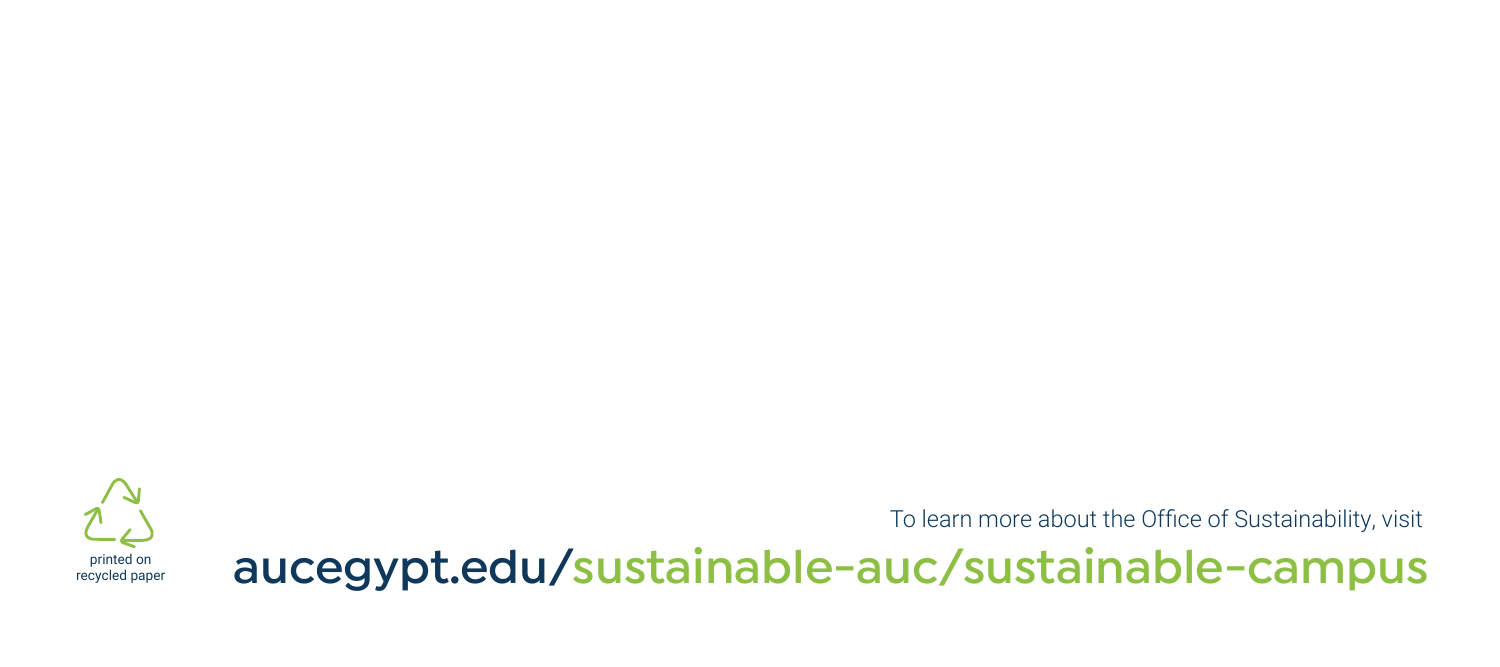printed on
recycled paper

To learn more about the Office of Sustainability, visit

aucegypt.edu/sustainable-auc/sustainable-campus